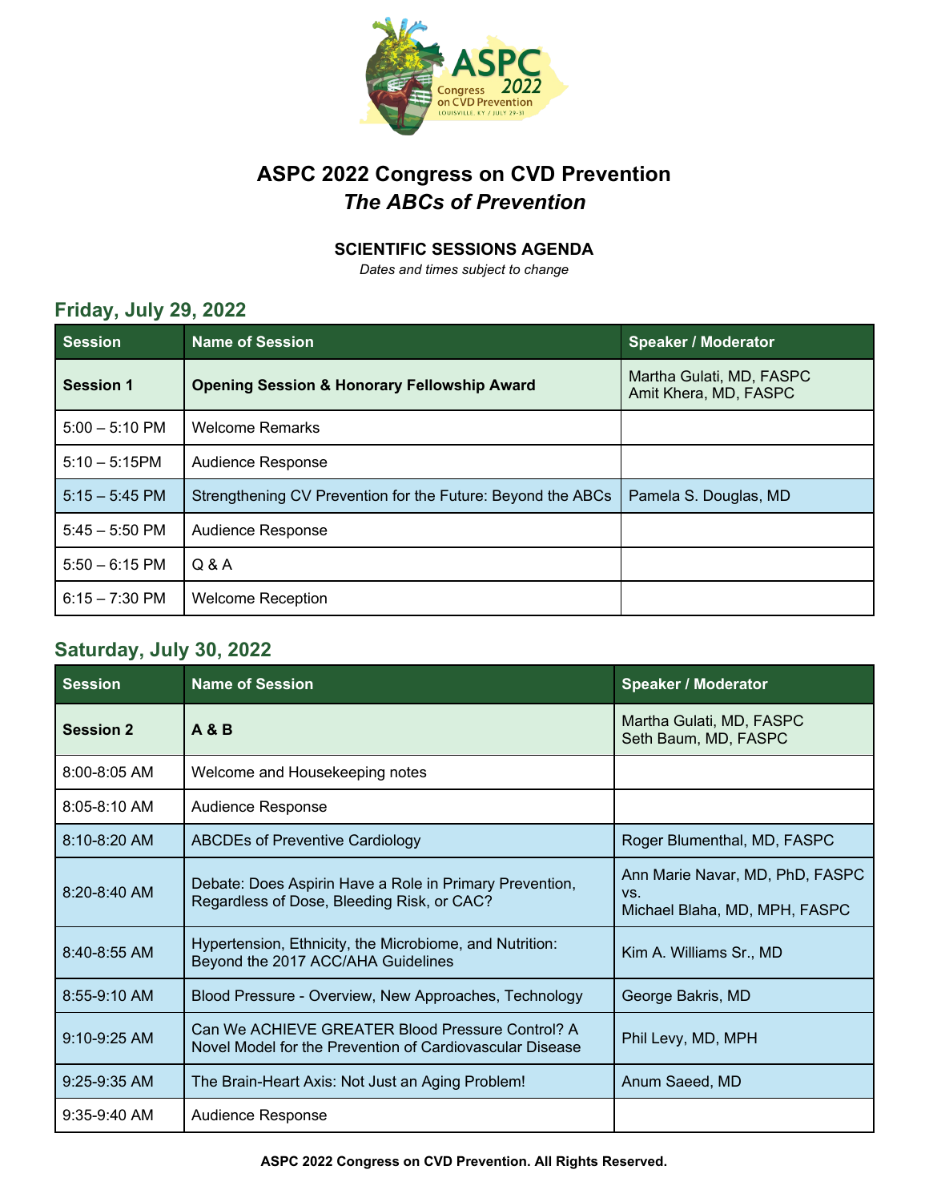# ASPC 2022 Congress on CVD Prevention

## *The ABCs of Prevention*

### SCIENTIFIC SESSIONS AGENDA

*Dates and times subject to change*

## Friday, July 29, 2022

| Session | Name of Session | Speaker / Moderator |
|---|---|---|
| **Session 1** | **Opening Session & Honorary Fellowship Award** | Martha Gulati, MD, FASPC<br>Amit Khera, MD, FASPC |
| 5:00 – 5:10 PM | Welcome Remarks | |
| 5:10 – 5:15PM | Audience Response | |
| 5:15 – 5:45 PM | Strengthening CV Prevention for the Future: Beyond the ABCs | Pamela S. Douglas, MD |
| 5:45 – 5:50 PM | Audience Response | |
| 5:50 – 6:15 PM | Q & A | |
| 6:15 – 7:30 PM | Welcome Reception | |

## Saturday, July 30, 2022

| Session | Name of Session | Speaker / Moderator |
|---|---|---|
| **Session 2** | **A & B** | Martha Gulati, MD, FASPC<br>Seth Baum, MD, FASPC |
| 8:00-8:05 AM | Welcome and Housekeeping notes | |
| 8:05-8:10 AM | Audience Response | |
| 8:10-8:20 AM | ABCDEs of Preventive Cardiology | Roger Blumenthal, MD, FASPC |
| 8:20-8:40 AM | Debate: Does Aspirin Have a Role in Primary Prevention, Regardless of Dose, Bleeding Risk, or CAC? | Ann Marie Navar, MD, PhD, FASPC<br>vs.<br>Michael Blaha, MD, MPH, FASPC |
| 8:40-8:55 AM | Hypertension, Ethnicity, the Microbiome, and Nutrition: Beyond the 2017 ACC/AHA Guidelines | Kim A. Williams Sr., MD |
| 8:55-9:10 AM | Blood Pressure - Overview, New Approaches, Technology | George Bakris, MD |
| 9:10-9:25 AM | Can We ACHIEVE GREATER Blood Pressure Control? A Novel Model for the Prevention of Cardiovascular Disease | Phil Levy, MD, MPH |
| 9:25-9:35 AM | The Brain-Heart Axis: Not Just an Aging Problem! | Anum Saeed, MD |
| 9:35-9:40 AM | Audience Response | |

**ASPC 2022 Congress on CVD Prevention. All Rights Reserved.**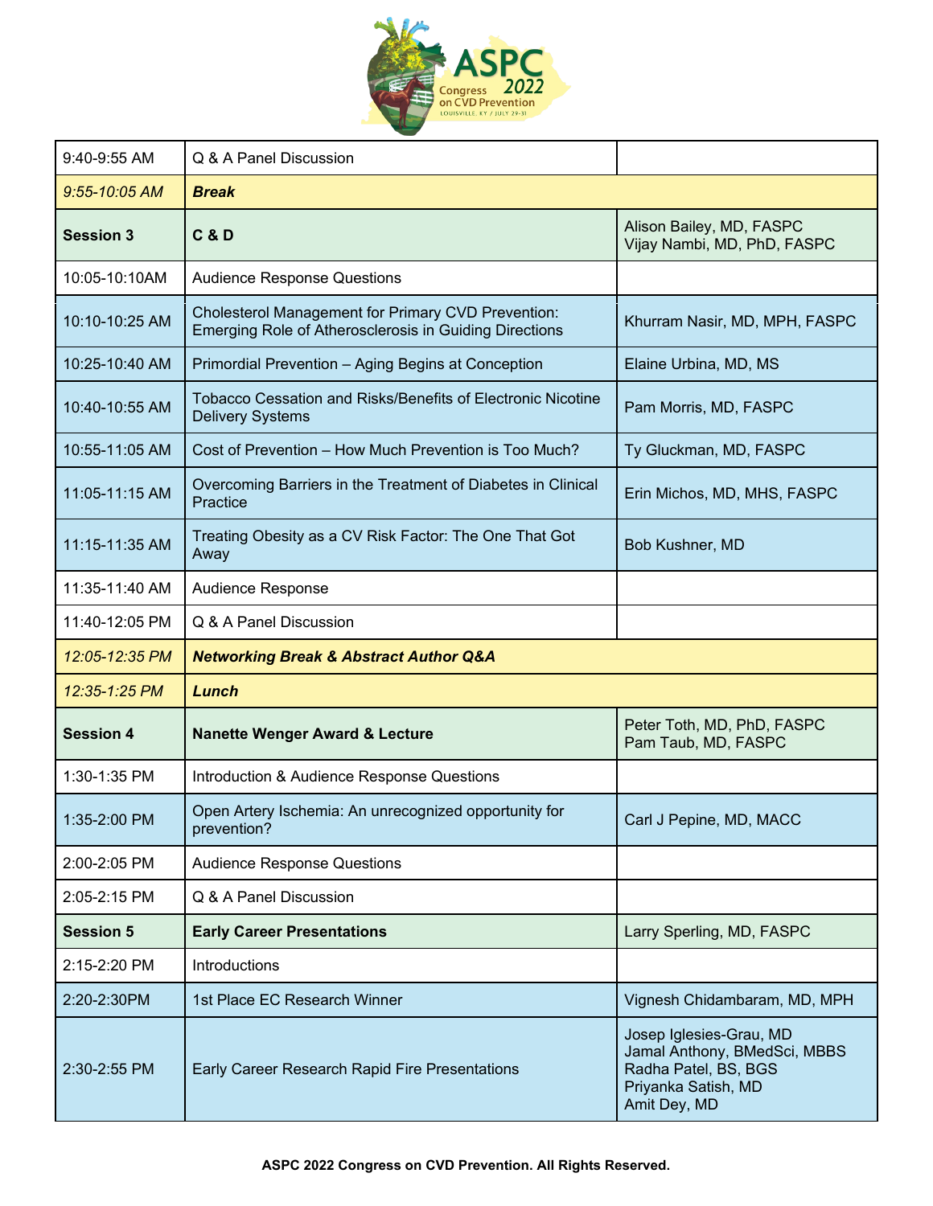| | | |
|---|---|---|
| 9:40-9:55 AM | Q & A Panel Discussion | |
| *9:55-10:05 AM* | ***Break*** | |
| **Session 3** | **C & D** | Alison Bailey, MD, FASPC<br>Vijay Nambi, MD, PhD, FASPC |
| 10:05-10:10AM | Audience Response Questions | |
| 10:10-10:25 AM | Cholesterol Management for Primary CVD Prevention: Emerging Role of Atherosclerosis in Guiding Directions | Khurram Nasir, MD, MPH, FASPC |
| 10:25-10:40 AM | Primordial Prevention – Aging Begins at Conception | Elaine Urbina, MD, MS |
| 10:40-10:55 AM | Tobacco Cessation and Risks/Benefits of Electronic Nicotine Delivery Systems | Pam Morris, MD, FASPC |
| 10:55-11:05 AM | Cost of Prevention – How Much Prevention is Too Much? | Ty Gluckman, MD, FASPC |
| 11:05-11:15 AM | Overcoming Barriers in the Treatment of Diabetes in Clinical Practice | Erin Michos, MD, MHS, FASPC |
| 11:15-11:35 AM | Treating Obesity as a CV Risk Factor: The One That Got Away | Bob Kushner, MD |
| 11:35-11:40 AM | Audience Response | |
| 11:40-12:05 PM | Q & A Panel Discussion | |
| *12:05-12:35 PM* | ***Networking Break & Abstract Author Q&A*** | |
| *12:35-1:25 PM* | ***Lunch*** | |
| **Session 4** | **Nanette Wenger Award & Lecture** | Peter Toth, MD, PhD, FASPC<br>Pam Taub, MD, FASPC |
| 1:30-1:35 PM | Introduction & Audience Response Questions | |
| 1:35-2:00 PM | Open Artery Ischemia: An unrecognized opportunity for prevention? | Carl J Pepine, MD, MACC |
| 2:00-2:05 PM | Audience Response Questions | |
| 2:05-2:15 PM | Q & A Panel Discussion | |
| **Session 5** | **Early Career Presentations** | Larry Sperling, MD, FASPC |
| 2:15-2:20 PM | Introductions | |
| 2:20-2:30PM | 1st Place EC Research Winner | Vignesh Chidambaram, MD, MPH |
| 2:30-2:55 PM | Early Career Research Rapid Fire Presentations | Josep Iglesies-Grau, MD<br>Jamal Anthony, BMedSci, MBBS<br>Radha Patel, BS, BGS<br>Priyanka Satish, MD<br>Amit Dey, MD |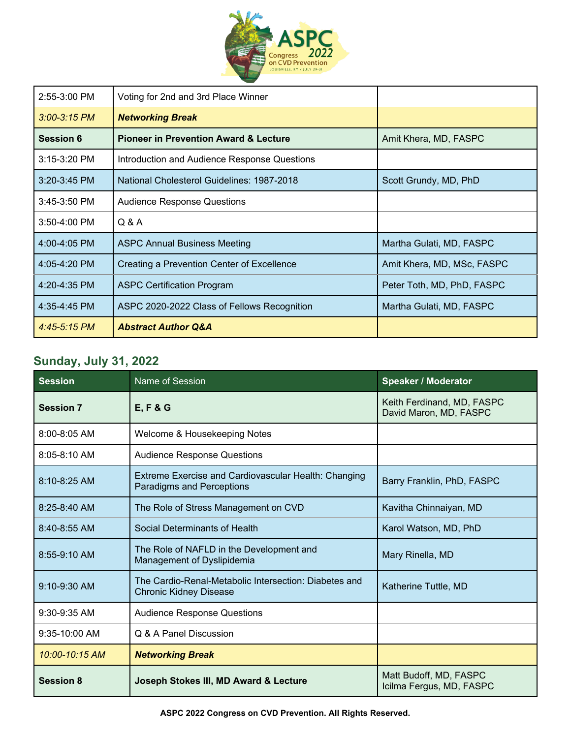| | | |
|---|---|---|
| 2:55-3:00 PM | Voting for 2nd and 3rd Place Winner | |
| *3:00-3:15 PM* | ***Networking Break*** | |
| **Session 6** | **Pioneer in Prevention Award & Lecture** | Amit Khera, MD, FASPC |
| 3:15-3:20 PM | Introduction and Audience Response Questions | |
| 3:20-3:45 PM | National Cholesterol Guidelines: 1987-2018 | Scott Grundy, MD, PhD |
| 3:45-3:50 PM | Audience Response Questions | |
| 3:50-4:00 PM | Q & A | |
| 4:00-4:05 PM | ASPC Annual Business Meeting | Martha Gulati, MD, FASPC |
| 4:05-4:20 PM | Creating a Prevention Center of Excellence | Amit Khera, MD, MSc, FASPC |
| 4:20-4:35 PM | ASPC Certification Program | Peter Toth, MD, PhD, FASPC |
| 4:35-4:45 PM | ASPC 2020-2022 Class of Fellows Recognition | Martha Gulati, MD, FASPC |
| *4:45-5:15 PM* | ***Abstract Author Q&A*** | |

## Sunday, July 31, 2022

| Session | Name of Session | Speaker / Moderator |
|---|---|---|
| **Session 7** | **E, F & G** | Keith Ferdinand, MD, FASPC<br>David Maron, MD, FASPC |
| 8:00-8:05 AM | Welcome & Housekeeping Notes | |
| 8:05-8:10 AM | Audience Response Questions | |
| 8:10-8:25 AM | Extreme Exercise and Cardiovascular Health: Changing Paradigms and Perceptions | Barry Franklin, PhD, FASPC |
| 8:25-8:40 AM | The Role of Stress Management on CVD | Kavitha Chinnaiyan, MD |
| 8:40-8:55 AM | Social Determinants of Health | Karol Watson, MD, PhD |
| 8:55-9:10 AM | The Role of NAFLD in the Development and Management of Dyslipidemia | Mary Rinella, MD |
| 9:10-9:30 AM | The Cardio-Renal-Metabolic Intersection: Diabetes and Chronic Kidney Disease | Katherine Tuttle, MD |
| 9:30-9:35 AM | Audience Response Questions | |
| 9:35-10:00 AM | Q & A Panel Discussion | |
| *10:00-10:15 AM* | ***Networking Break*** | |
| **Session 8** | **Joseph Stokes III, MD Award & Lecture** | Matt Budoff, MD, FASPC<br>Icilma Fergus, MD, FASPC |

**ASPC 2022 Congress on CVD Prevention. All Rights Reserved.**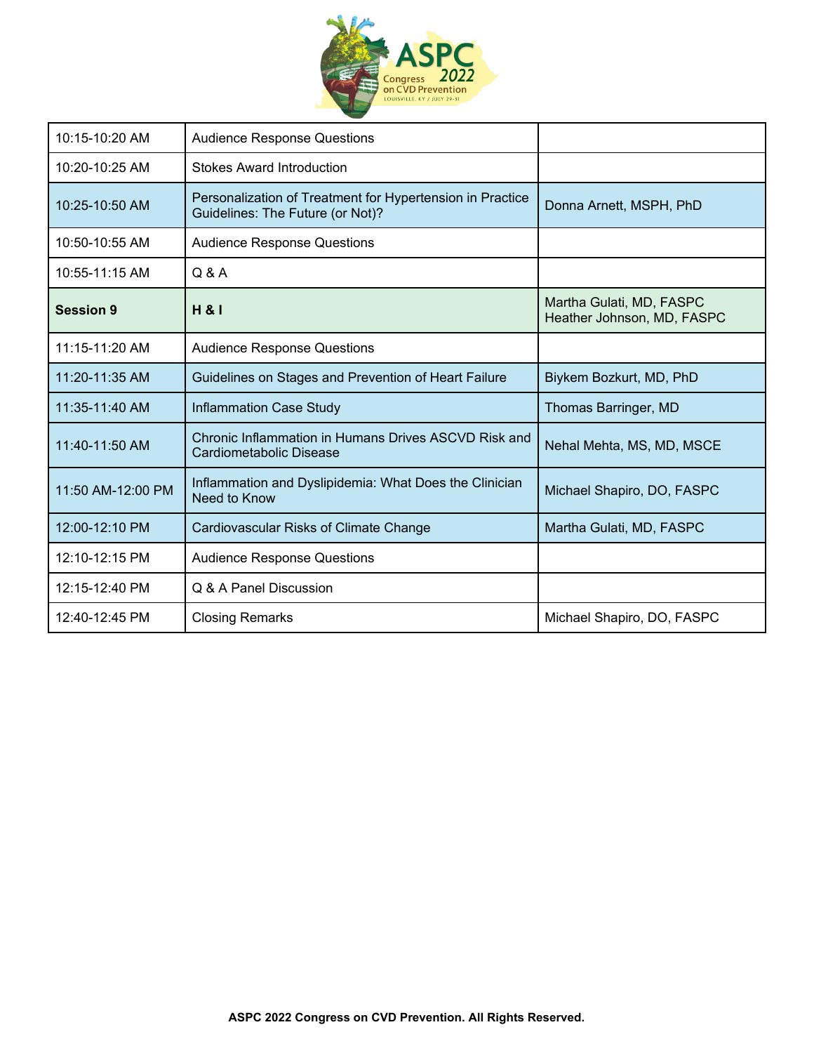| | | |
|---|---|---|
| 10:15-10:20 AM | Audience Response Questions | |
| 10:20-10:25 AM | Stokes Award Introduction | |
| 10:25-10:50 AM | Personalization of Treatment for Hypertension in Practice Guidelines: The Future (or Not)? | Donna Arnett, MSPH, PhD |
| 10:50-10:55 AM | Audience Response Questions | |
| 10:55-11:15 AM | Q & A | |
| **Session 9** | **H & I** | Martha Gulati, MD, FASPC<br>Heather Johnson, MD, FASPC |
| 11:15-11:20 AM | Audience Response Questions | |
| 11:20-11:35 AM | Guidelines on Stages and Prevention of Heart Failure | Biykem Bozkurt, MD, PhD |
| 11:35-11:40 AM | Inflammation Case Study | Thomas Barringer, MD |
| 11:40-11:50 AM | Chronic Inflammation in Humans Drives ASCVD Risk and Cardiometabolic Disease | Nehal Mehta, MS, MD, MSCE |
| 11:50 AM-12:00 PM | Inflammation and Dyslipidemia: What Does the Clinician Need to Know | Michael Shapiro, DO, FASPC |
| 12:00-12:10 PM | Cardiovascular Risks of Climate Change | Martha Gulati, MD, FASPC |
| 12:10-12:15 PM | Audience Response Questions | |
| 12:15-12:40 PM | Q & A Panel Discussion | |
| 12:40-12:45 PM | Closing Remarks | Michael Shapiro, DO, FASPC |